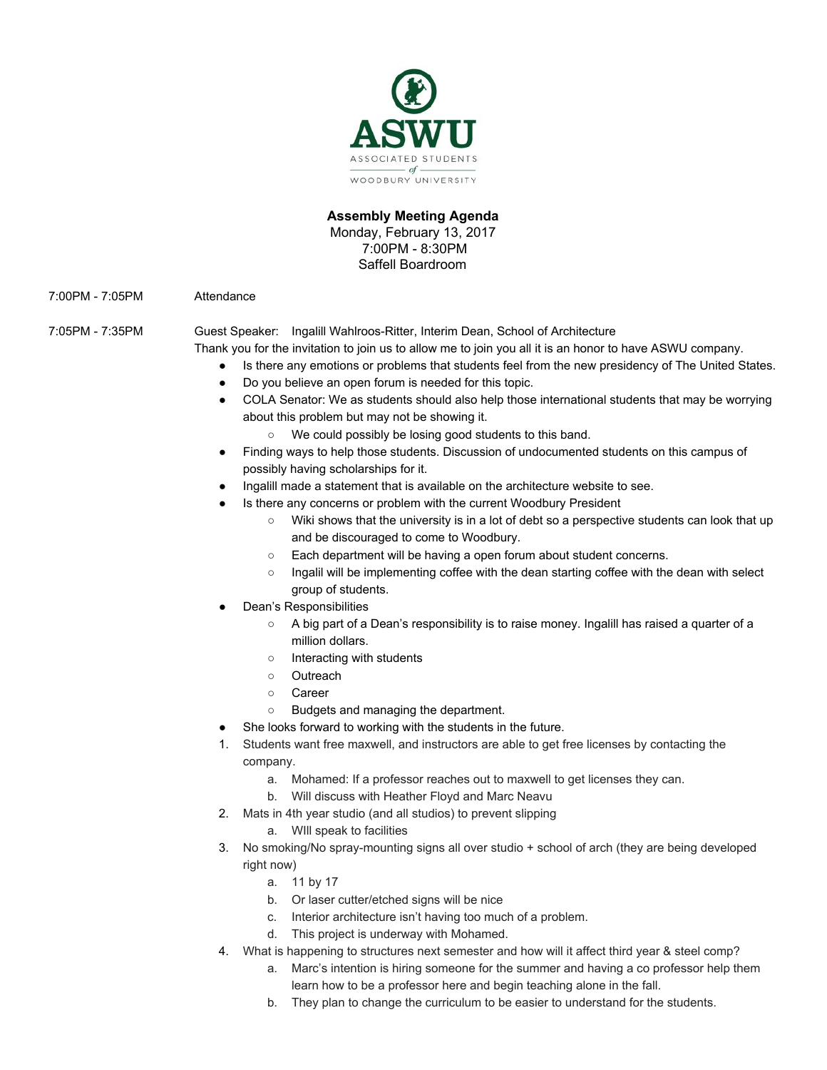ASWU
ASSOCIATED STUDENTS of WOODBURY UNIVERSITY

**Assembly Meeting Agenda**
Monday, February 13, 2017
7:00PM - 8:30PM
Saffell Boardroom

7:00PM - 7:05PM Attendance

7:05PM - 7:35PM Guest Speaker: Ingalill Wahlroos-Ritter, Interim Dean, School of Architecture

Thank you for the invitation to join us to allow me to join you all it is an honor to have ASWU company.

- Is there any emotions or problems that students feel from the new presidency of The United States.
- Do you believe an open forum is needed for this topic.
- COLA Senator: We as students should also help those international students that may be worrying about this problem but may not be showing it.
    - We could possibly be losing good students to this band.
- Finding ways to help those students. Discussion of undocumented students on this campus of possibly having scholarships for it.
- Ingalill made a statement that is available on the architecture website to see.
- Is there any concerns or problem with the current Woodbury President
    - Wiki shows that the university is in a lot of debt so a perspective students can look that up and be discouraged to come to Woodbury.
    - Each department will be having a open forum about student concerns.
    - Ingalil will be implementing coffee with the dean starting coffee with the dean with select group of students.
- Dean's Responsibilities
    - A big part of a Dean's responsibility is to raise money. Ingalill has raised a quarter of a million dollars.
    - Interacting with students
    - Outreach
    - Career
    - Budgets and managing the department.
- She looks forward to working with the students in the future.

1. Students want free maxwell, and instructors are able to get free licenses by contacting the company.
    a. Mohamed: If a professor reaches out to maxwell to get licenses they can.
    b. Will discuss with Heather Floyd and Marc Neavu
2. Mats in 4th year studio (and all studios) to prevent slipping
    a. WIll speak to facilities
3. No smoking/No spray-mounting signs all over studio + school of arch (they are being developed right now)
    a. 11 by 17
    b. Or laser cutter/etched signs will be nice
    c. Interior architecture isn't having too much of a problem.
    d. This project is underway with Mohamed.
4. What is happening to structures next semester and how will it affect third year & steel comp?
    a. Marc's intention is hiring someone for the summer and having a co professor help them learn how to be a professor here and begin teaching alone in the fall.
    b. They plan to change the curriculum to be easier to understand for the students.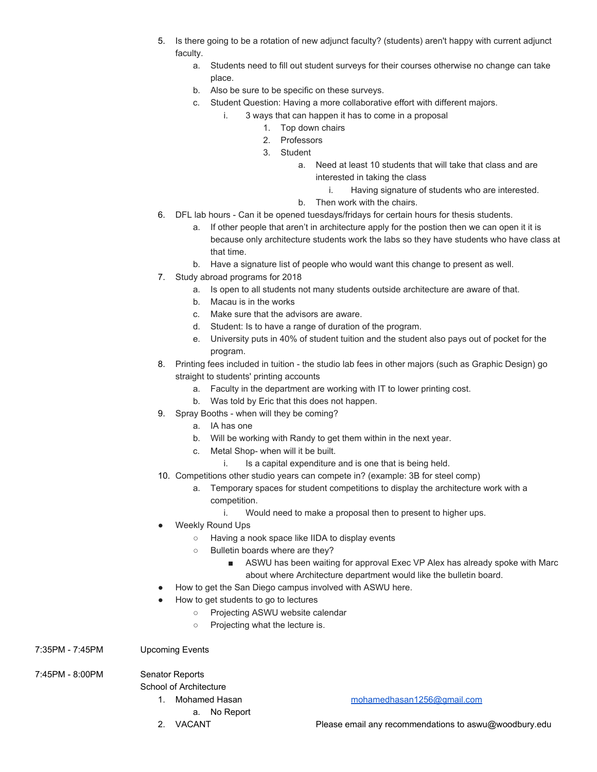5. Is there going to be a rotation of new adjunct faculty? (students) aren't happy with current adjunct faculty.
    a. Students need to fill out student surveys for their courses otherwise no change can take place.
    b. Also be sure to be specific on these surveys.
    c. Student Question: Having a more collaborative effort with different majors.
        i. 3 ways that can happen it has to come in a proposal
            1. Top down chairs
            2. Professors
            3. Student
                a. Need at least 10 students that will take that class and are interested in taking the class
                    i. Having signature of students who are interested.
                b. Then work with the chairs.
6. DFL lab hours - Can it be opened tuesdays/fridays for certain hours for thesis students.
    a. If other people that aren't in architecture apply for the postion then we can open it it is because only architecture students work the labs so they have students who have class at that time.
    b. Have a signature list of people who would want this change to present as well.
7. Study abroad programs for 2018
    a. Is open to all students not many students outside architecture are aware of that.
    b. Macau is in the works
    c. Make sure that the advisors are aware.
    d. Student: Is to have a range of duration of the program.
    e. University puts in 40% of student tuition and the student also pays out of pocket for the program.
8. Printing fees included in tuition - the studio lab fees in other majors (such as Graphic Design) go straight to students' printing accounts
    a. Faculty in the department are working with IT to lower printing cost.
    b. Was told by Eric that this does not happen.
9. Spray Booths - when will they be coming?
    a. IA has one
    b. Will be working with Randy to get them within in the next year.
    c. Metal Shop- when will it be built.
        i. Is a capital expenditure and is one that is being held.
10. Competitions other studio years can compete in? (example: 3B for steel comp)
    a. Temporary spaces for student competitions to display the architecture work with a competition.
        i. Would need to make a proposal then to present to higher ups.

- Weekly Round Ups
    - Having a nook space like IIDA to display events
    - Bulletin boards where are they?
        - ASWU has been waiting for approval Exec VP Alex has already spoke with Marc about where Architecture department would like the bulletin board.
- How to get the San Diego campus involved with ASWU here.
- How to get students to go to lectures
    - Projecting ASWU website calendar
    - Projecting what the lecture is.

7:35PM - 7:45PM Upcoming Events

7:45PM - 8:00PM Senator Reports

School of Architecture

1. Mohamed Hasan [mohamedhasan1256@gmail.com](mailto:mohamedhasan1256@gmail.com)
    a. No Report
2. VACANT Please email any recommendations to aswu@woodbury.edu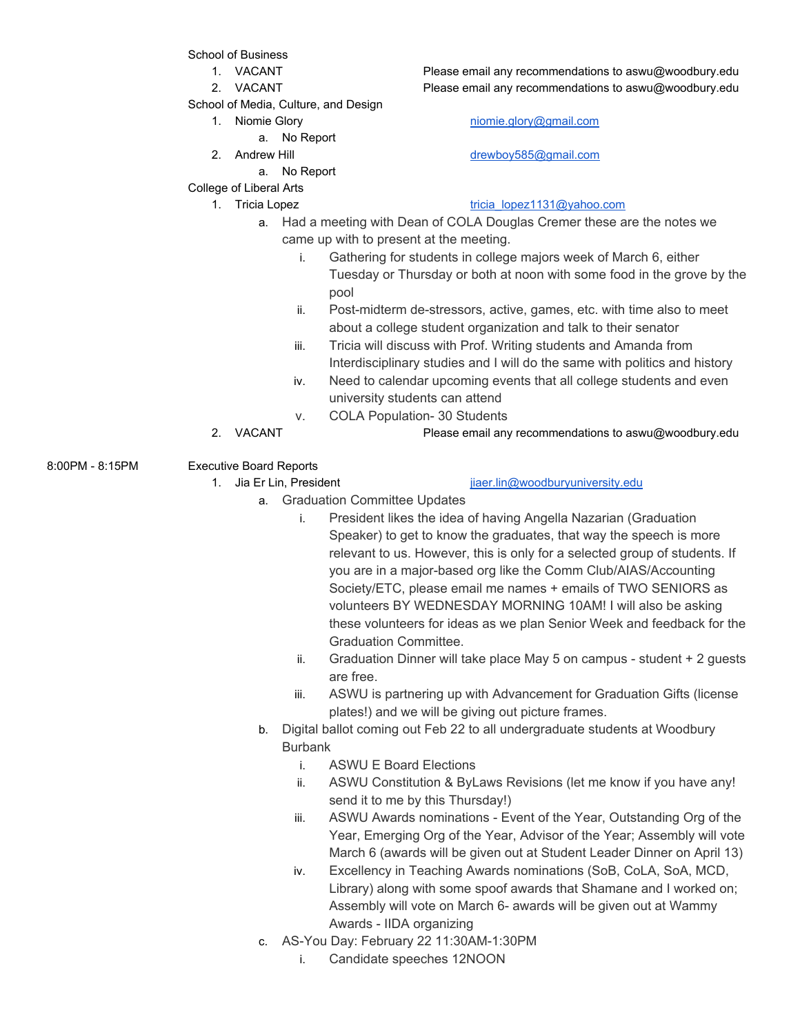School of Business

1. VACANT — Please email any recommendations to aswu@woodbury.edu
2. VACANT — Please email any recommendations to aswu@woodbury.edu

School of Media, Culture, and Design

1. Niomie Glory — niomie.glory@gmail.com
   a. No Report
2. Andrew Hill — drewboy585@gmail.com
   a. No Report

College of Liberal Arts

1. Tricia Lopez — tricia_lopez1131@yahoo.com
   a. Had a meeting with Dean of COLA Douglas Cremer these are the notes we came up with to present at the meeting.
      i. Gathering for students in college majors week of March 6, either Tuesday or Thursday or both at noon with some food in the grove by the pool
      ii. Post-midterm de-stressors, active, games, etc. with time also to meet about a college student organization and talk to their senator
      iii. Tricia will discuss with Prof. Writing students and Amanda from Interdisciplinary studies and I will do the same with politics and history
      iv. Need to calendar upcoming events that all college students and even university students can attend
      v. COLA Population- 30 Students
2. VACANT — Please email any recommendations to aswu@woodbury.edu

8:00PM - 8:15PM — Executive Board Reports

1. Jia Er Lin, President — jiaer.lin@woodburyuniversity.edu
   a. Graduation Committee Updates
      i. President likes the idea of having Angella Nazarian (Graduation Speaker) to get to know the graduates, that way the speech is more relevant to us. However, this is only for a selected group of students. If you are in a major-based org like the Comm Club/AIAS/Accounting Society/ETC, please email me names + emails of TWO SENIORS as volunteers BY WEDNESDAY MORNING 10AM! I will also be asking these volunteers for ideas as we plan Senior Week and feedback for the Graduation Committee.
      ii. Graduation Dinner will take place May 5 on campus - student + 2 guests are free.
      iii. ASWU is partnering up with Advancement for Graduation Gifts (license plates!) and we will be giving out picture frames.
   b. Digital ballot coming out Feb 22 to all undergraduate students at Woodbury Burbank
      i. ASWU E Board Elections
      ii. ASWU Constitution & ByLaws Revisions (let me know if you have any! send it to me by this Thursday!)
      iii. ASWU Awards nominations - Event of the Year, Outstanding Org of the Year, Emerging Org of the Year, Advisor of the Year; Assembly will vote March 6 (awards will be given out at Student Leader Dinner on April 13)
      iv. Excellency in Teaching Awards nominations (SoB, CoLA, SoA, MCD, Library) along with some spoof awards that Shamane and I worked on; Assembly will vote on March 6- awards will be given out at Wammy Awards - IIDA organizing
   c. AS-You Day: February 22 11:30AM-1:30PM
      i. Candidate speeches 12NOON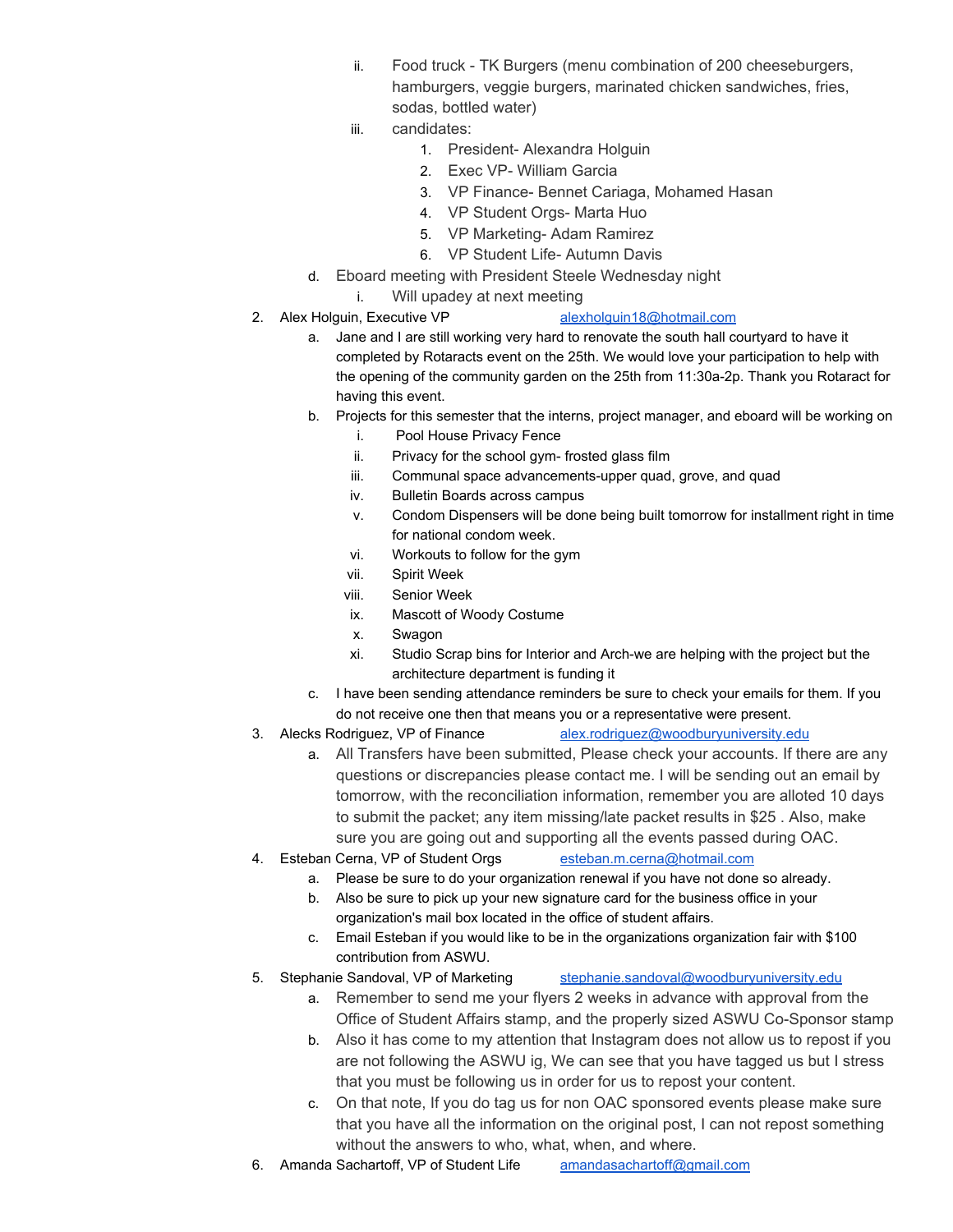ii. Food truck - TK Burgers (menu combination of 200 cheeseburgers, hamburgers, veggie burgers, marinated chicken sandwiches, fries, sodas, bottled water)
   iii. candidates:
      1. President- Alexandra Holguin
      2. Exec VP- William Garcia
      3. VP Finance- Bennet Cariaga, Mohamed Hasan
      4. VP Student Orgs- Marta Huo
      5. VP Marketing- Adam Ramirez
      6. VP Student Life- Autumn Davis

d. Eboard meeting with President Steele Wednesday night
   i. Will upadey at next meeting

2. Alex Holguin, Executive VP alexholguin18@hotmail.com
   a. Jane and I are still working very hard to renovate the south hall courtyard to have it completed by Rotaracts event on the 25th. We would love your participation to help with the opening of the community garden on the 25th from 11:30a-2p. Thank you Rotaract for having this event.
   b. Projects for this semester that the interns, project manager, and eboard will be working on
      i. Pool House Privacy Fence
      ii. Privacy for the school gym- frosted glass film
      iii. Communal space advancements-upper quad, grove, and quad
      iv. Bulletin Boards across campus
      v. Condom Dispensers will be done being built tomorrow for installment right in time for national condom week.
      vi. Workouts to follow for the gym
      vii. Spirit Week
      viii. Senior Week
      ix. Mascott of Woody Costume
      x. Swagon
      xi. Studio Scrap bins for Interior and Arch-we are helping with the project but the architecture department is funding it
   c. I have been sending attendance reminders be sure to check your emails for them. If you do not receive one then that means you or a representative were present.

3. Alecks Rodriguez, VP of Finance alex.rodriguez@woodburyuniversity.edu
   a. All Transfers have been submitted, Please check your accounts. If there are any questions or discrepancies please contact me. I will be sending out an email by tomorrow, with the reconciliation information, remember you are alloted 10 days to submit the packet; any item missing/late packet results in $25 . Also, make sure you are going out and supporting all the events passed during OAC.

4. Esteban Cerna, VP of Student Orgs esteban.m.cerna@hotmail.com
   a. Please be sure to do your organization renewal if you have not done so already.
   b. Also be sure to pick up your new signature card for the business office in your organization's mail box located in the office of student affairs.
   c. Email Esteban if you would like to be in the organizations organization fair with $100 contribution from ASWU.

5. Stephanie Sandoval, VP of Marketing stephanie.sandoval@woodburyuniversity.edu
   a. Remember to send me your flyers 2 weeks in advance with approval from the Office of Student Affairs stamp, and the properly sized ASWU Co-Sponsor stamp
   b. Also it has come to my attention that Instagram does not allow us to repost if you are not following the ASWU ig, We can see that you have tagged us but I stress that you must be following us in order for us to repost your content.
   c. On that note, If you do tag us for non OAC sponsored events please make sure that you have all the information on the original post, I can not repost something without the answers to who, what, when, and where.

6. Amanda Sachartoff, VP of Student Life amandasachartoff@gmail.com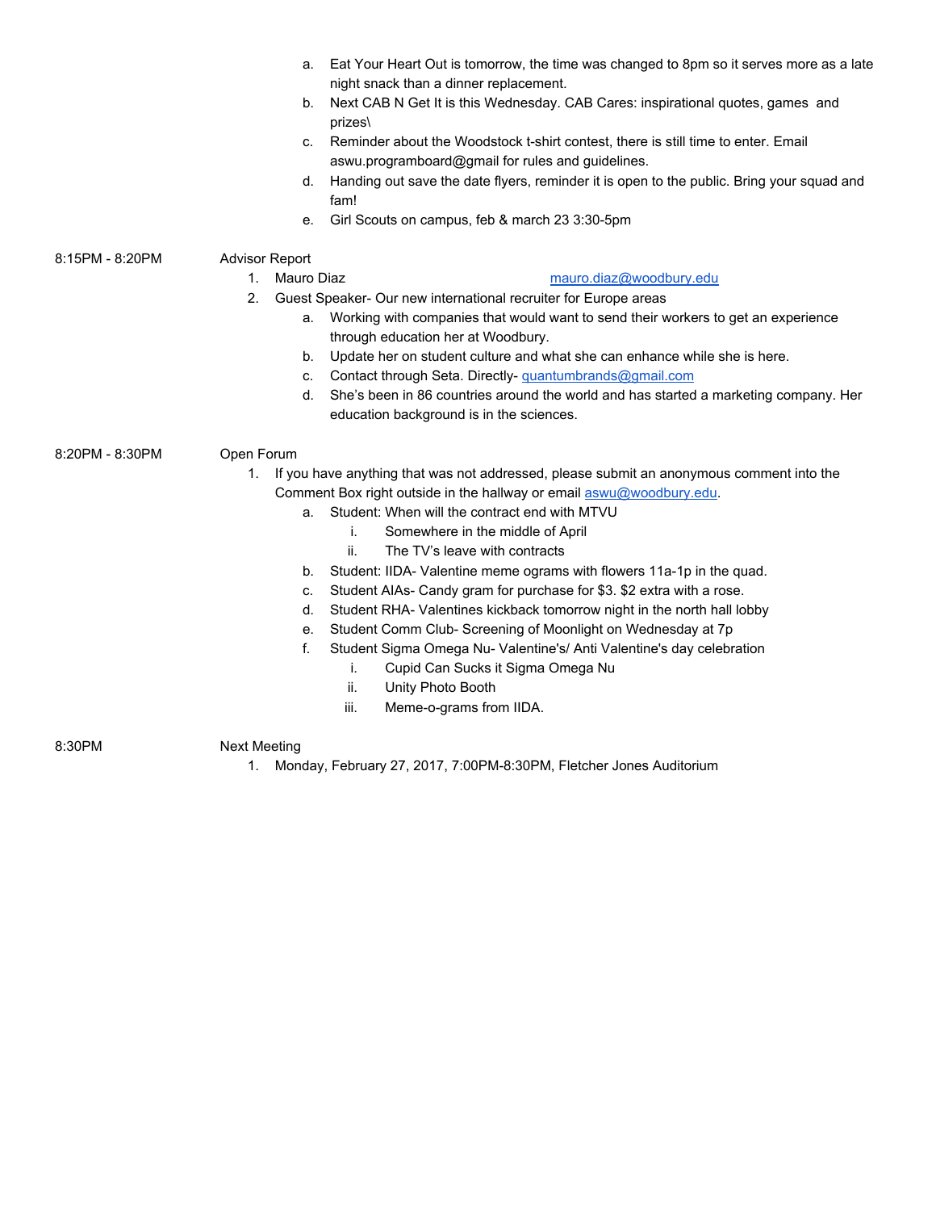a. Eat Your Heart Out is tomorrow, the time was changed to 8pm so it serves more as a late night snack than a dinner replacement.
b. Next CAB N Get It is this Wednesday. CAB Cares: inspirational quotes, games and prizes\
c. Reminder about the Woodstock t-shirt contest, there is still time to enter. Email aswu.programboard@gmail for rules and guidelines.
d. Handing out save the date flyers, reminder it is open to the public. Bring your squad and fam!
e. Girl Scouts on campus, feb & march 23 3:30-5pm

8:15PM - 8:20PM — Advisor Report

1. Mauro Diaz — mauro.diaz@woodbury.edu
2. Guest Speaker- Our new international recruiter for Europe areas
   a. Working with companies that would want to send their workers to get an experience through education her at Woodbury.
   b. Update her on student culture and what she can enhance while she is here.
   c. Contact through Seta. Directly- quantumbrands@gmail.com
   d. She's been in 86 countries around the world and has started a marketing company. Her education background is in the sciences.

8:20PM - 8:30PM — Open Forum

1. If you have anything that was not addressed, please submit an anonymous comment into the Comment Box right outside in the hallway or email aswu@woodbury.edu.
   a. Student: When will the contract end with MTVU
      i. Somewhere in the middle of April
      ii. The TV's leave with contracts
   b. Student: IIDA- Valentine meme ograms with flowers 11a-1p in the quad.
   c. Student AIAs- Candy gram for purchase for $3. $2 extra with a rose.
   d. Student RHA- Valentines kickback tomorrow night in the north hall lobby
   e. Student Comm Club- Screening of Moonlight on Wednesday at 7p
   f. Student Sigma Omega Nu- Valentine's/ Anti Valentine's day celebration
      i. Cupid Can Sucks it Sigma Omega Nu
      ii. Unity Photo Booth
      iii. Meme-o-grams from IIDA.

8:30PM — Next Meeting

1. Monday, February 27, 2017, 7:00PM-8:30PM, Fletcher Jones Auditorium